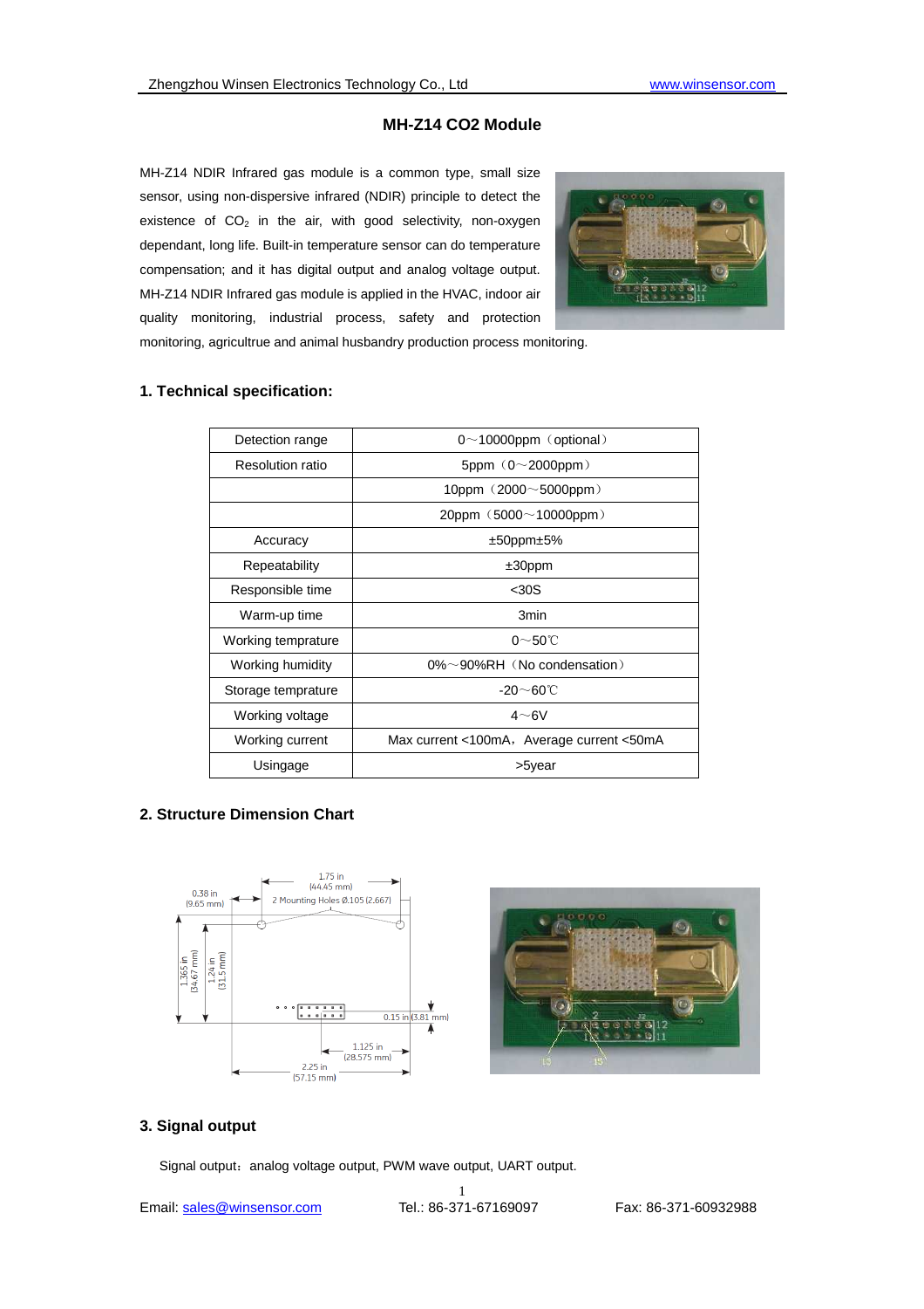# MH-Z14 CO2 Module

MH-Z14 NDIR Infrared gas module is a common type, small size sensor, using non-dispersive infrared (NDIR) principle to detect the existence of $CO_2$ in the air, with good selectivity, non-oxygen dependant, long life. Built-in temperature sensor can do temperature compensation; and it has digital output and analog voltage output. MH-Z14 NDIR Infrared gas module is applied in the HVAC, indoor air quality monitoring, industrial process, safety and protection monitoring, agricultrue and animal husbandry production process monitoring.

## 1. Technical specification:

| Detection range | 0～10000ppm（optional） |
|---|---|
| Resolution ratio | 5ppm（0～2000ppm） |
| | 10ppm（2000～5000ppm） |
| | 20ppm（5000～10000ppm） |
| Accuracy | ±50ppm±5% |
| Repeatability | ±30ppm |
| Responsible time | <30S |
| Warm-up time | 3min |
| Working temprature | 0～50℃ |
| Working humidity | 0%～90%RH（No condensation） |
| Storage temprature | -20～60℃ |
| Working voltage | 4～6V |
| Working current | Max current <100mA，Average current <50mA |
| Usingage | >5year |

## 2. Structure Dimension Chart

## 3. Signal output

Signal output：analog voltage output, PWM wave output, UART output.

Email: sales@winsensor.com Tel.: 86-371-67169097 Fax: 86-371-60932988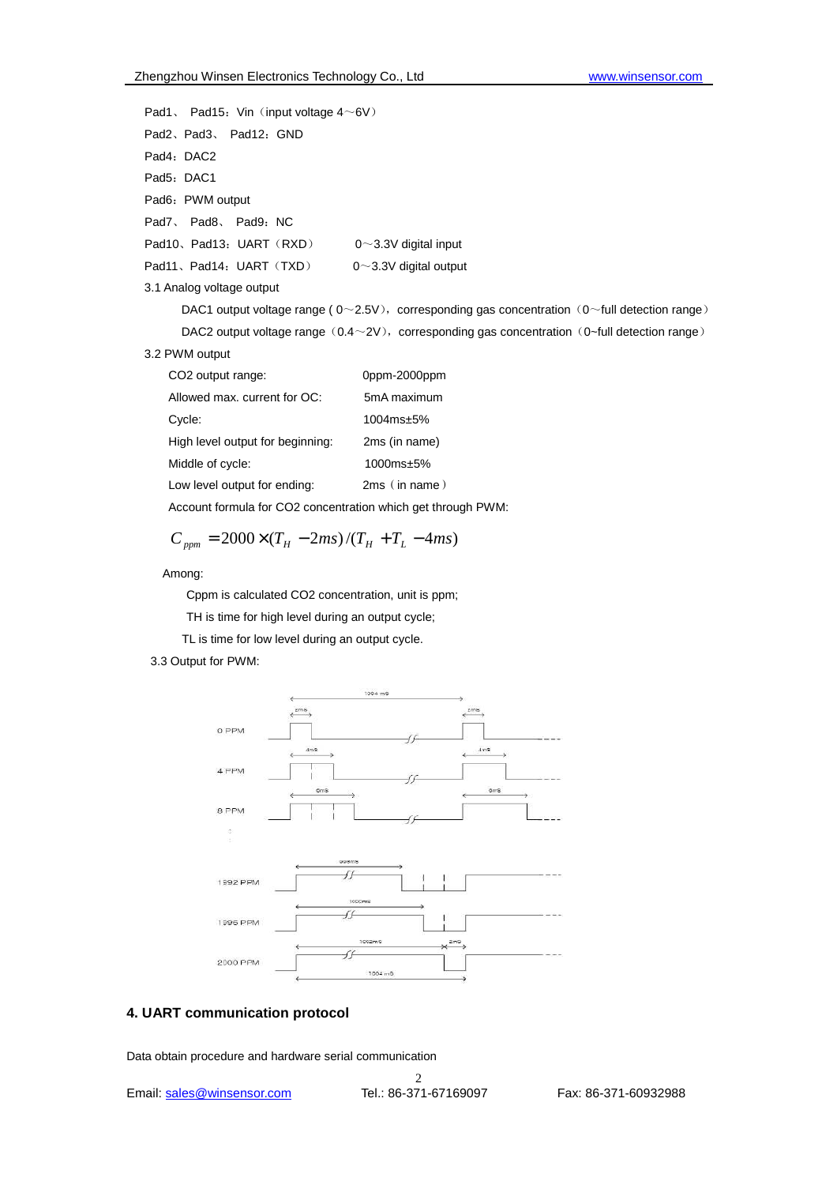Pad1、 Pad15：Vin（input voltage 4～6V）

Pad2、Pad3、 Pad12：GND

Pad4：DAC2

Pad5：DAC1

Pad6：PWM output

Pad7、 Pad8、 Pad9：NC

Pad10、Pad13：UART（RXD） 0～3.3V digital input

Pad11、Pad14：UART（TXD） 0～3.3V digital output

3.1 Analog voltage output

DAC1 output voltage range ( 0～2.5V)，corresponding gas concentration（0～full detection range）

DAC2 output voltage range（0.4～2V)，corresponding gas concentration（0~full detection range）

3.2 PWM output

| | |
|---|---|
| CO2 output range: | 0ppm-2000ppm |
| Allowed max. current for OC: | 5mA maximum |
| Cycle: | 1004ms±5% |
| High level output for beginning: | 2ms (in name) |
| Middle of cycle: | 1000ms±5% |
| Low level output for ending: | 2ms（in name） |

Account formula for CO2 concentration which get through PWM:

$$C_{ppm} = 2000 \times (T_H - 2ms)/(T_H + T_L - 4ms)$$

Among:

Cppm is calculated CO2 concentration, unit is ppm;

TH is time for high level during an output cycle;

TL is time for low level during an output cycle.

3.3 Output for PWM:

## 4. UART communication protocol

Data obtain procedure and hardware serial communication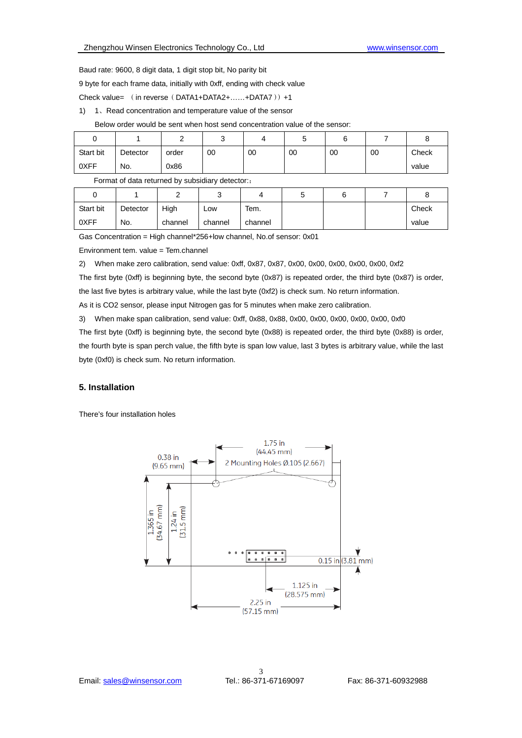Baud rate: 9600, 8 digit data, 1 digit stop bit, No parity bit

9 byte for each frame data, initially with 0xff, ending with check value

Check value= （in reverse（DATA1+DATA2+……+DATA7））+1

1) 1、Read concentration and temperature value of the sensor

Below order would be sent when host send concentration value of the sensor:

| 0 | 1 | 2 | 3 | 4 | 5 | 6 | 7 | 8 |
|---|---|---|---|---|---|---|---|---|
| Start bit 0XFF | Detector No. | order 0x86 | 00 | 00 | 00 | 00 | 00 | Check value |

Format of data returned by subsidiary detector:：

| 0 | 1 | 2 | 3 | 4 | 5 | 6 | 7 | 8 |
|---|---|---|---|---|---|---|---|---|
| Start bit 0XFF | Detector No. | High channel | Low channel | Tem. channel | | | | Check value |

Gas Concentration = High channel*256+low channel, No.of sensor: 0x01

Environment tem. value = Tem.channel

2) When make zero calibration, send value: 0xff, 0x87, 0x87, 0x00, 0x00, 0x00, 0x00, 0x00, 0xf2

The first byte (0xff) is beginning byte, the second byte (0x87) is repeated order, the third byte (0x87) is order, the last five bytes is arbitrary value, while the last byte (0xf2) is check sum. No return information.

As it is $CO_2$ sensor, please input Nitrogen gas for 5 minutes when make zero calibration.

3) When make span calibration, send value: 0xff, 0x88, 0x88, 0x00, 0x00, 0x00, 0x00, 0x00, 0xf0

The first byte (0xff) is beginning byte, the second byte (0x88) is repeated order, the third byte (0x88) is order, the fourth byte is span perch value, the fifth byte is span low value, last 3 bytes is arbitrary value, while the last byte (0xf0) is check sum. No return information.

## 5. Installation

There's four installation holes

1.75 in
(44.45 mm)
0.38 in
(9.65 mm)
2 Mounting Holes Ø.105 (2.667)
1.365 in
(34.67 mm)
1.24 in
(31.5 mm)
0.15 in (3.81 mm)
1.125 in
(28.575 mm)
2.25 in
(57.15 mm)